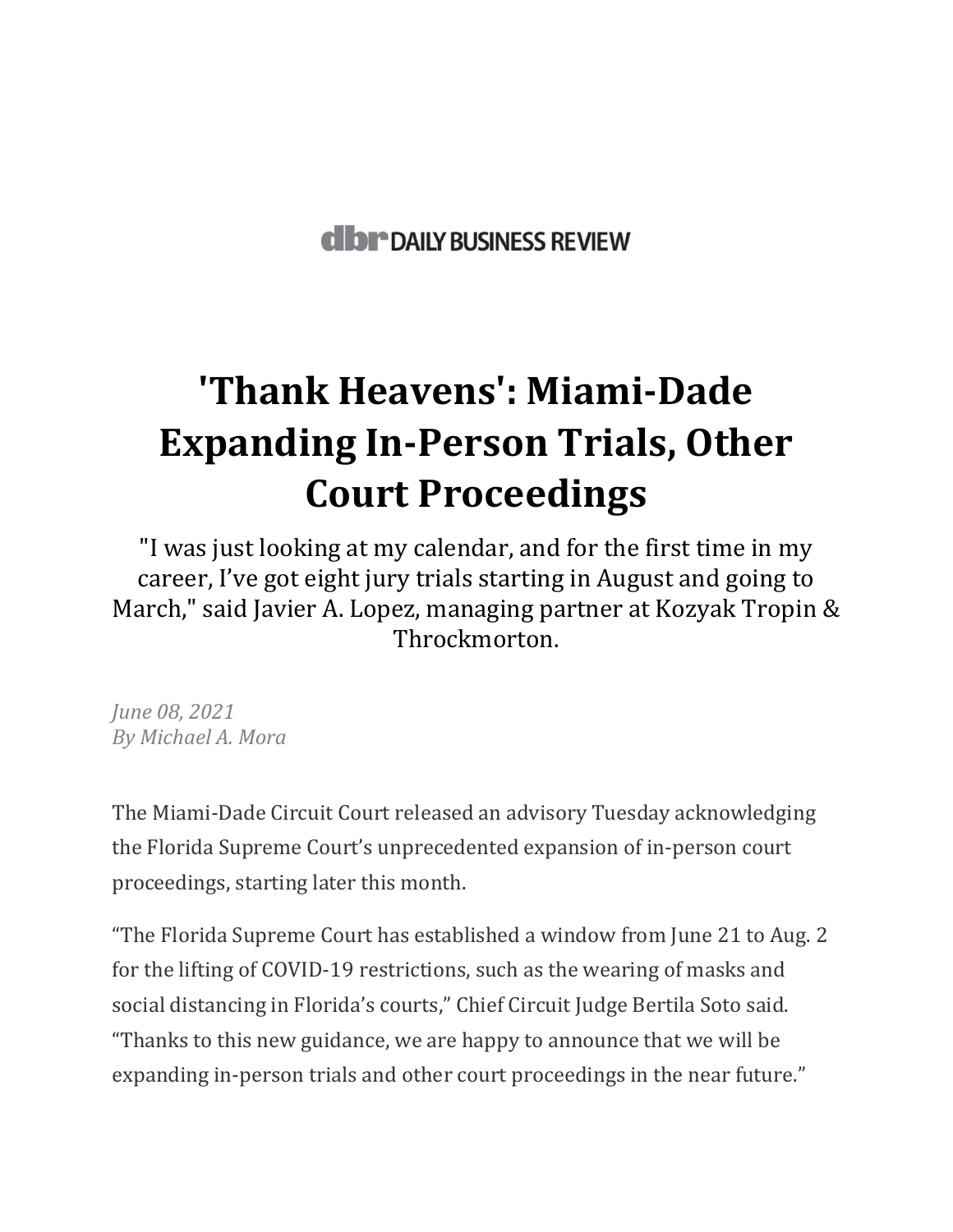**dbr DAILY BUSINESS REVIEW**

# 'Thank Heavens': Miami-Dade Expanding In-Person Trials, Other Court Proceedings

"I was just looking at my calendar, and for the first time in my career, I've got eight jury trials starting in August and going to March," said Javier A. Lopez, managing partner at Kozyak Tropin & Throckmorton.

*June 08, 2021*
*By Michael A. Mora*

The Miami-Dade Circuit Court released an advisory Tuesday acknowledging the Florida Supreme Court's unprecedented expansion of in-person court proceedings, starting later this month.

"The Florida Supreme Court has established a window from June 21 to Aug. 2 for the lifting of COVID-19 restrictions, such as the wearing of masks and social distancing in Florida's courts," Chief Circuit Judge Bertila Soto said. "Thanks to this new guidance, we are happy to announce that we will be expanding in-person trials and other court proceedings in the near future."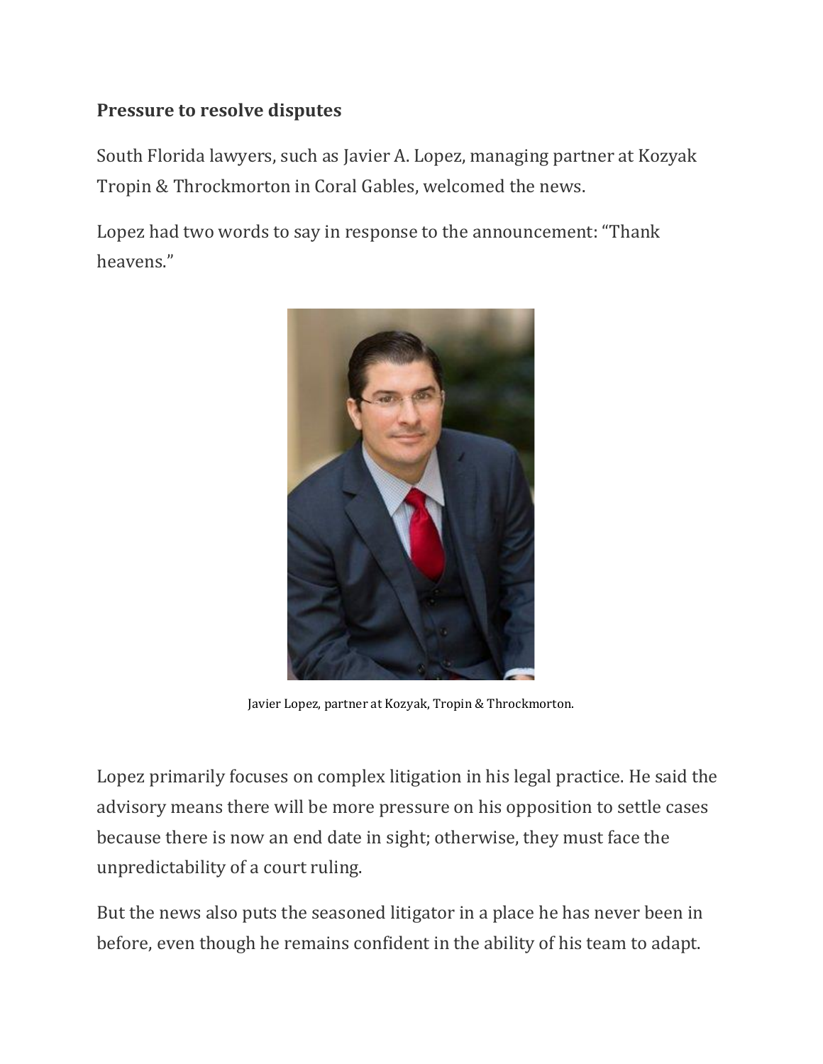**Pressure to resolve disputes**

South Florida lawyers, such as Javier A. Lopez, managing partner at Kozyak Tropin & Throckmorton in Coral Gables, welcomed the news.

Lopez had two words to say in response to the announcement: "Thank heavens."

Javier Lopez, partner at Kozyak, Tropin & Throckmorton.

Lopez primarily focuses on complex litigation in his legal practice. He said the advisory means there will be more pressure on his opposition to settle cases because there is now an end date in sight; otherwise, they must face the unpredictability of a court ruling.

But the news also puts the seasoned litigator in a place he has never been in before, even though he remains confident in the ability of his team to adapt.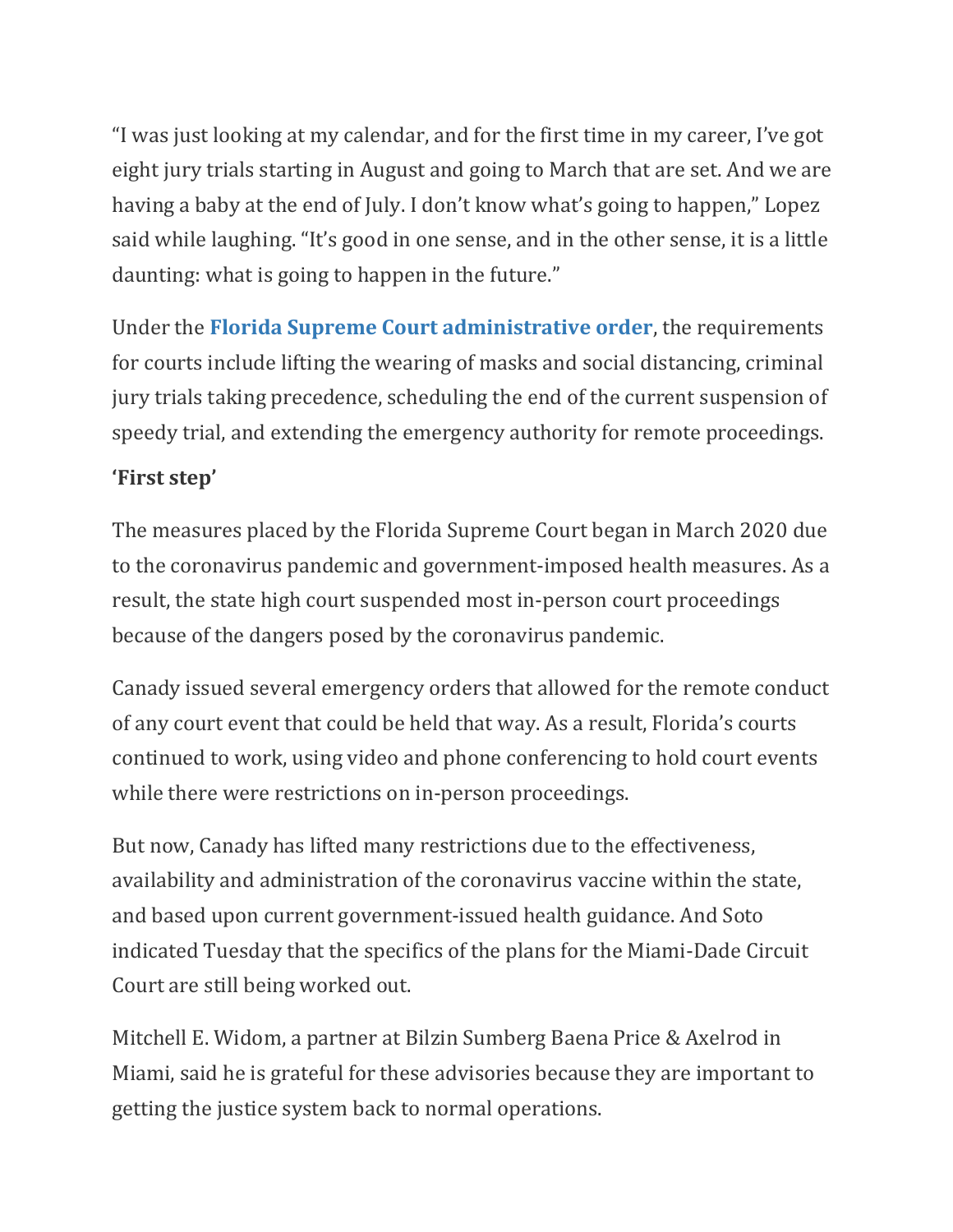"I was just looking at my calendar, and for the first time in my career, I've got eight jury trials starting in August and going to March that are set. And we are having a baby at the end of July. I don't know what's going to happen," Lopez said while laughing. "It's good in one sense, and in the other sense, it is a little daunting: what is going to happen in the future."

Under the **Florida Supreme Court administrative order**, the requirements for courts include lifting the wearing of masks and social distancing, criminal jury trials taking precedence, scheduling the end of the current suspension of speedy trial, and extending the emergency authority for remote proceedings.

**'First step'**

The measures placed by the Florida Supreme Court began in March 2020 due to the coronavirus pandemic and government-imposed health measures. As a result, the state high court suspended most in-person court proceedings because of the dangers posed by the coronavirus pandemic.

Canady issued several emergency orders that allowed for the remote conduct of any court event that could be held that way. As a result, Florida's courts continued to work, using video and phone conferencing to hold court events while there were restrictions on in-person proceedings.

But now, Canady has lifted many restrictions due to the effectiveness, availability and administration of the coronavirus vaccine within the state, and based upon current government-issued health guidance. And Soto indicated Tuesday that the specifics of the plans for the Miami-Dade Circuit Court are still being worked out.

Mitchell E. Widom, a partner at Bilzin Sumberg Baena Price & Axelrod in Miami, said he is grateful for these advisories because they are important to getting the justice system back to normal operations.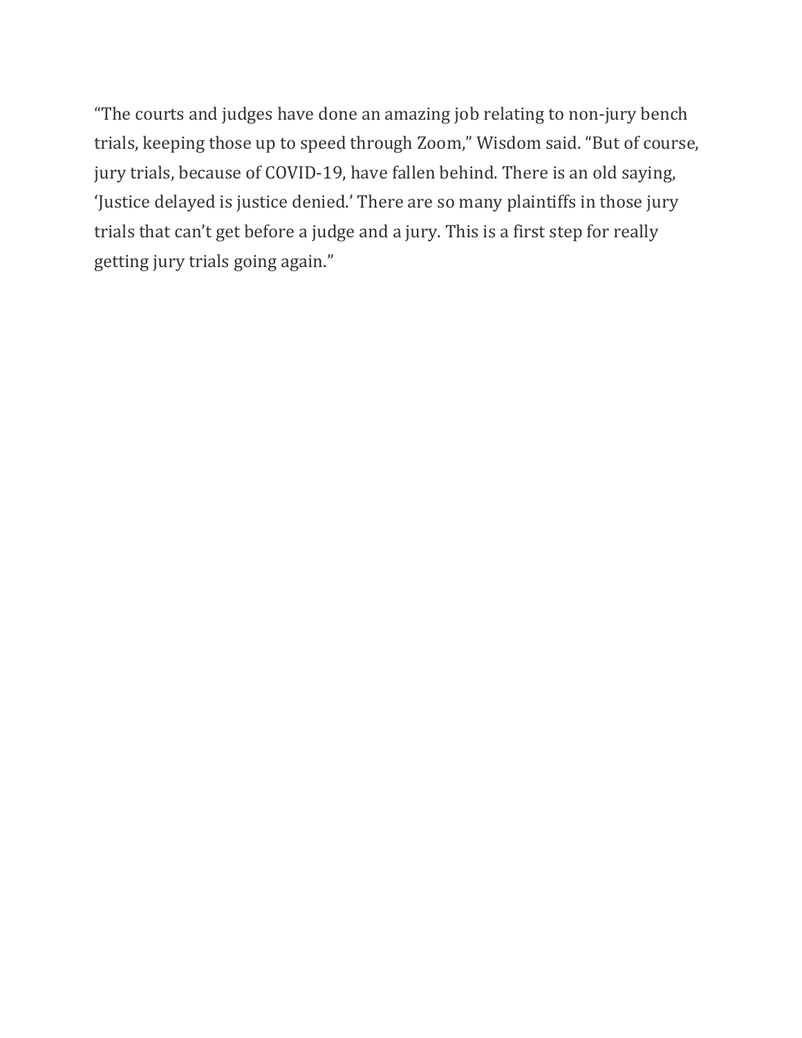"The courts and judges have done an amazing job relating to non-jury bench trials, keeping those up to speed through Zoom," Wisdom said. "But of course, jury trials, because of COVID-19, have fallen behind. There is an old saying, 'Justice delayed is justice denied.' There are so many plaintiffs in those jury trials that can't get before a judge and a jury. This is a first step for really getting jury trials going again."